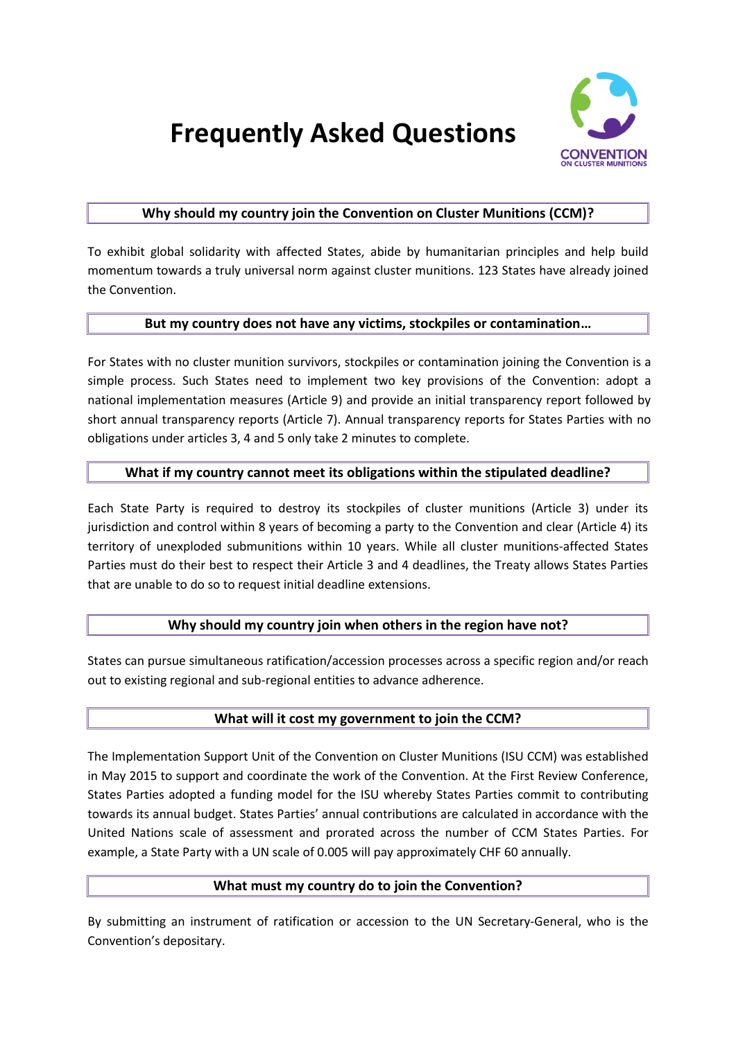# Frequently Asked Questions

## Why should my country join the Convention on Cluster Munitions (CCM)?

To exhibit global solidarity with affected States, abide by humanitarian principles and help build momentum towards a truly universal norm against cluster munitions. 123 States have already joined the Convention.

## But my country does not have any victims, stockpiles or contamination…

For States with no cluster munition survivors, stockpiles or contamination joining the Convention is a simple process. Such States need to implement two key provisions of the Convention: adopt a national implementation measures (Article 9) and provide an initial transparency report followed by short annual transparency reports (Article 7). Annual transparency reports for States Parties with no obligations under articles 3, 4 and 5 only take 2 minutes to complete.

## What if my country cannot meet its obligations within the stipulated deadline?

Each State Party is required to destroy its stockpiles of cluster munitions (Article 3) under its jurisdiction and control within 8 years of becoming a party to the Convention and clear (Article 4) its territory of unexploded submunitions within 10 years. While all cluster munitions-affected States Parties must do their best to respect their Article 3 and 4 deadlines, the Treaty allows States Parties that are unable to do so to request initial deadline extensions.

## Why should my country join when others in the region have not?

States can pursue simultaneous ratification/accession processes across a specific region and/or reach out to existing regional and sub-regional entities to advance adherence.

## What will it cost my government to join the CCM?

The Implementation Support Unit of the Convention on Cluster Munitions (ISU CCM) was established in May 2015 to support and coordinate the work of the Convention. At the First Review Conference, States Parties adopted a funding model for the ISU whereby States Parties commit to contributing towards its annual budget. States Parties' annual contributions are calculated in accordance with the United Nations scale of assessment and prorated across the number of CCM States Parties. For example, a State Party with a UN scale of 0.005 will pay approximately CHF 60 annually.

## What must my country do to join the Convention?

By submitting an instrument of ratification or accession to the UN Secretary-General, who is the Convention's depositary.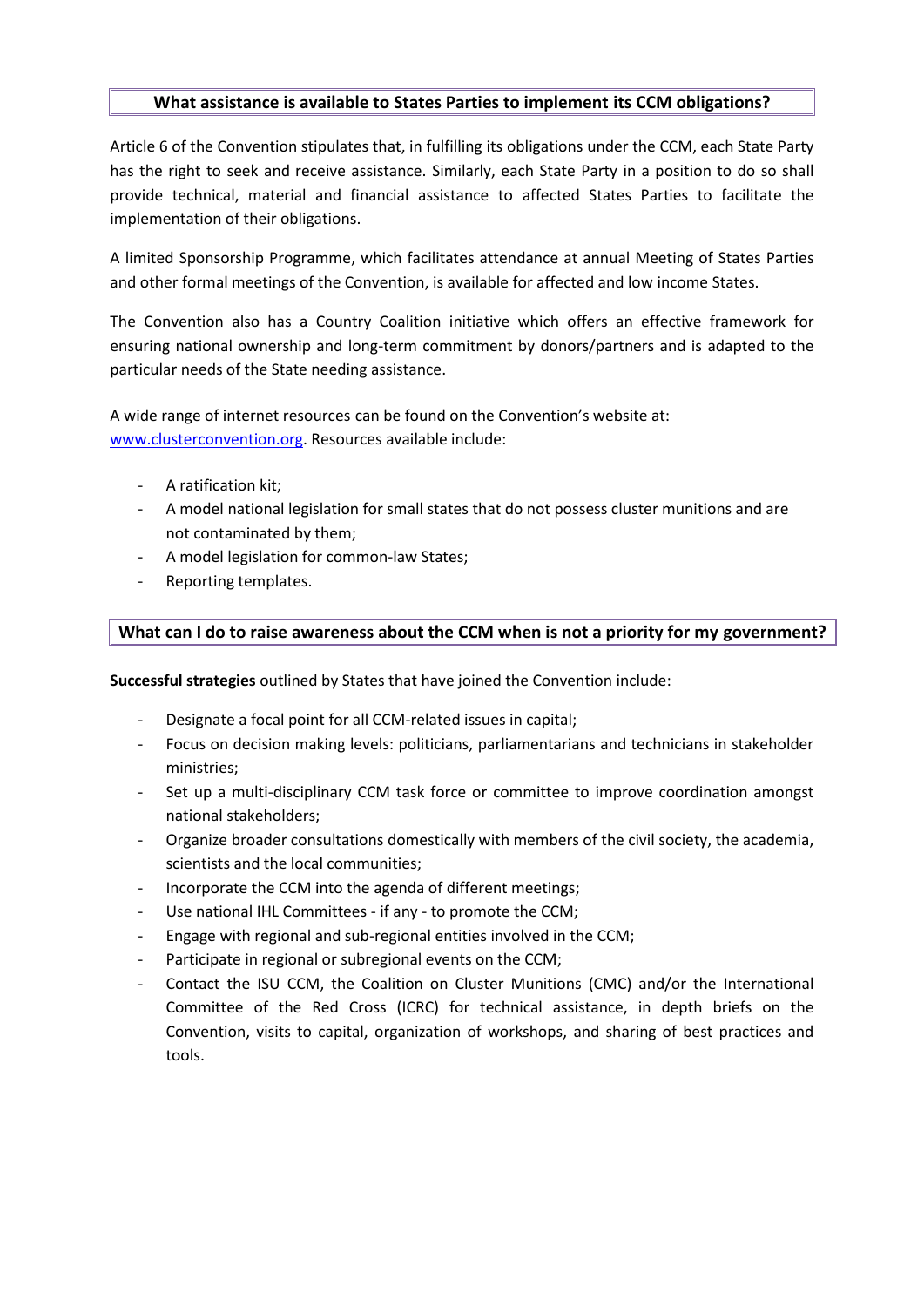## What assistance is available to States Parties to implement its CCM obligations?

Article 6 of the Convention stipulates that, in fulfilling its obligations under the CCM, each State Party has the right to seek and receive assistance. Similarly, each State Party in a position to do so shall provide technical, material and financial assistance to affected States Parties to facilitate the implementation of their obligations.

A limited Sponsorship Programme, which facilitates attendance at annual Meeting of States Parties and other formal meetings of the Convention, is available for affected and low income States.

The Convention also has a Country Coalition initiative which offers an effective framework for ensuring national ownership and long-term commitment by donors/partners and is adapted to the particular needs of the State needing assistance.

A wide range of internet resources can be found on the Convention's website at: [www.clusterconvention.org](http://www.clusterconvention.org). Resources available include:

- A ratification kit;
- A model national legislation for small states that do not possess cluster munitions and are not contaminated by them;
- A model legislation for common-law States;
- Reporting templates.

## What can I do to raise awareness about the CCM when is not a priority for my government?

**Successful strategies** outlined by States that have joined the Convention include:

- Designate a focal point for all CCM-related issues in capital;
- Focus on decision making levels: politicians, parliamentarians and technicians in stakeholder ministries;
- Set up a multi-disciplinary CCM task force or committee to improve coordination amongst national stakeholders;
- Organize broader consultations domestically with members of the civil society, the academia, scientists and the local communities;
- Incorporate the CCM into the agenda of different meetings;
- Use national IHL Committees - if any - to promote the CCM;
- Engage with regional and sub-regional entities involved in the CCM;
- Participate in regional or subregional events on the CCM;
- Contact the ISU CCM, the Coalition on Cluster Munitions (CMC) and/or the International Committee of the Red Cross (ICRC) for technical assistance, in depth briefs on the Convention, visits to capital, organization of workshops, and sharing of best practices and tools.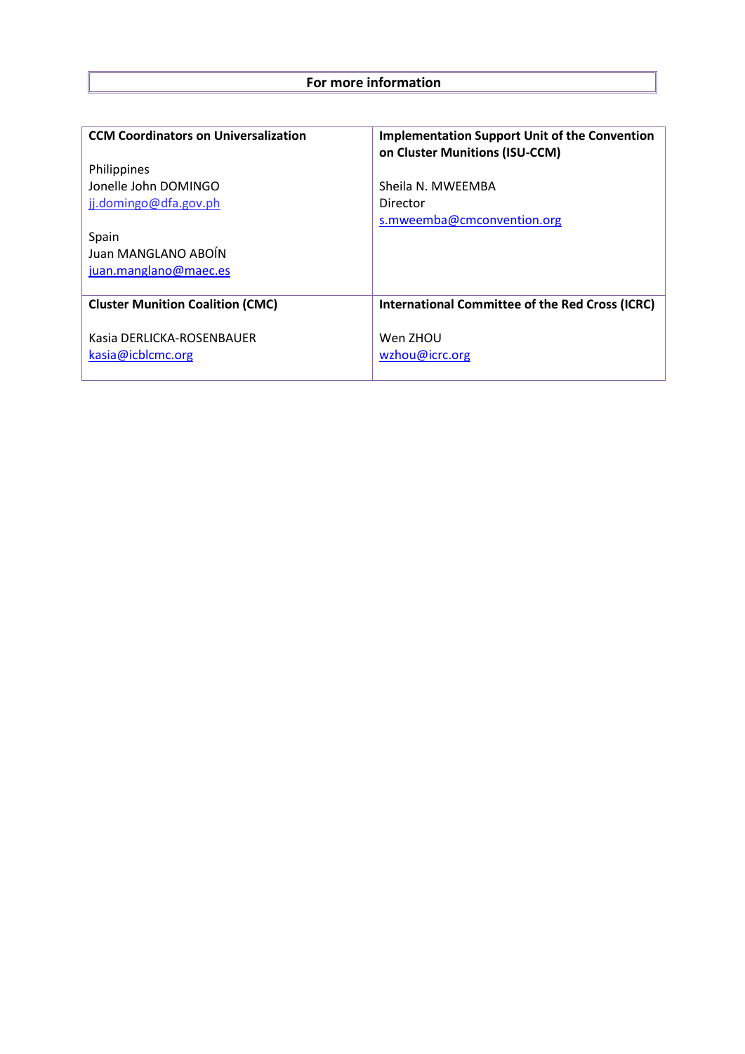## For more information

| | |
|---|---|
| **CCM Coordinators on Universalization**<br><br>Philippines<br>Jonelle John DOMINGO<br>jj.domingo@dfa.gov.ph<br><br>Spain<br>Juan MANGLANO ABOÍN<br>juan.manglano@maec.es | **Implementation Support Unit of the Convention on Cluster Munitions (ISU-CCM)**<br><br>Sheila N. MWEEMBA<br>Director<br>s.mweemba@cmconvention.org |
| **Cluster Munition Coalition (CMC)**<br><br>Kasia DERLICKA-ROSENBAUER<br>kasia@icblcmc.org | **International Committee of the Red Cross (ICRC)**<br><br>Wen ZHOU<br>wzhou@icrc.org |